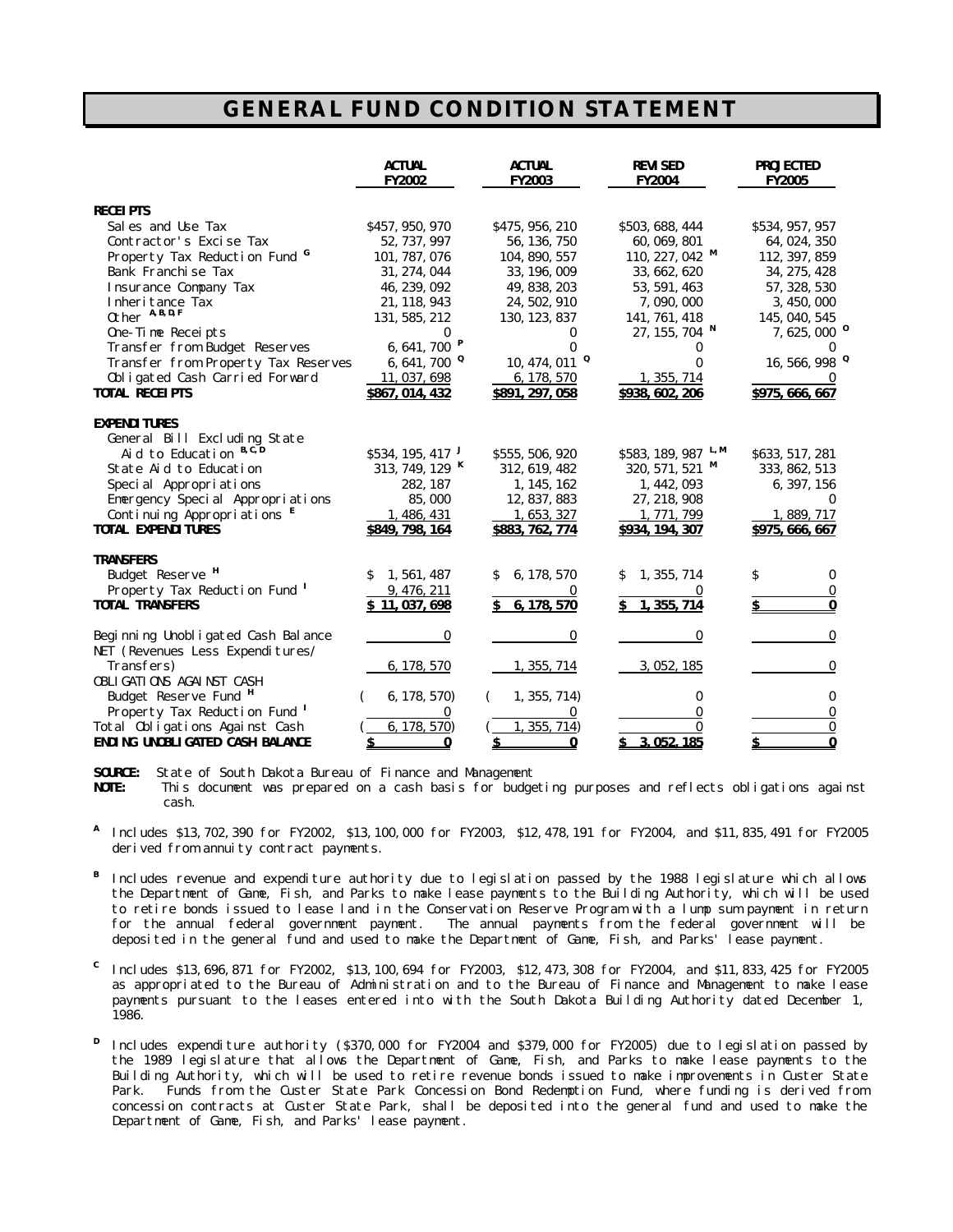# GENERAL FUND CONDITION STATEMENT

| | ACTUAL FY2002 | ACTUAL FY2003 | REVISED FY2004 | PROJECTED FY2005 |
|---|---|---|---|---|
| **RECEIPTS** | | | | |
| Sales and Use Tax | $457,950,970 | $475,956,210 | $503,688,444 | $534,957,957 |
| Contractor's Excise Tax | 52,737,997 | 56,136,750 | 60,069,801 | 64,024,350 |
| Property Tax Reduction Fund [G] | 101,787,076 | 104,890,557 | 110,227,042 [M] | 112,397,859 |
| Bank Franchise Tax | 31,274,044 | 33,196,009 | 33,662,620 | 34,275,428 |
| Insurance Company Tax | 46,239,092 | 49,838,203 | 53,591,463 | 57,328,530 |
| Inheritance Tax | 21,118,943 | 24,502,910 | 7,090,000 | 3,450,000 |
| Other [A,B,D,F] | 131,585,212 | 130,123,837 | 141,761,418 | 145,040,545 |
| One-Time Receipts | 0 | 0 | 27,155,704 [N] | 7,625,000 [O] |
| Transfer from Budget Reserves | 6,641,700 [P] | 0 | 0 | 0 |
| Transfer from Property Tax Reserves | 6,641,700 [Q] | 10,474,011 [Q] | 0 | 16,566,998 [Q] |
| Obligated Cash Carried Forward | 11,037,698 | 6,178,570 | 1,355,714 | 0 |
| **TOTAL RECEIPTS** | **$867,014,432** | **$891,297,058** | **$938,602,206** | **$975,666,667** |
| **EXPENDITURES** | | | | |
| General Bill Excluding State Aid to Education [B,C,D] | $534,195,417 [J] | $555,506,920 | $583,189,987 [L,M] | $633,517,281 |
| State Aid to Education | 313,749,129 [K] | 312,619,482 | 320,571,521 [M] | 333,862,513 |
| Special Appropriations | 282,187 | 1,145,162 | 1,442,093 | 6,397,156 |
| Emergency Special Appropriations | 85,000 | 12,837,883 | 27,218,908 | 0 |
| Continuing Appropriations [E] | 1,486,431 | 1,653,327 | 1,771,799 | 1,889,717 |
| **TOTAL EXPENDITURES** | **$849,798,164** | **$883,762,774** | **$934,194,307** | **$975,666,667** |
| **TRANSFERS** | | | | |
| Budget Reserve [H] | $ 1,561,487 | $ 6,178,570 | $ 1,355,714 | $ 0 |
| Property Tax Reduction Fund [I] | 9,476,211 | 0 | 0 | 0 |
| **TOTAL TRANSFERS** | **$ 11,037,698** | **$ 6,178,570** | **$ 1,355,714** | **$ 0** |
| Beginning Unobligated Cash Balance | 0 | 0 | 0 | 0 |
| NET (Revenues Less Expenditures/ Transfers) | 6,178,570 | 1,355,714 | 3,052,185 | 0 |
| OBLIGATIONS AGAINST CASH | | | | |
| Budget Reserve Fund [H] | (6,178,570) | (1,355,714) | 0 | 0 |
| Property Tax Reduction Fund [I] | 0 | 0 | 0 | 0 |
| Total Obligations Against Cash | (6,178,570) | (1,355,714) | 0 | 0 |
| **ENDING UNOBLIGATED CASH BALANCE** | **$ 0** | **$ 0** | **$ 3,052,185** | **$ 0** |

**SOURCE:** State of South Dakota Bureau of Finance and Management

**NOTE:** This document was prepared on a cash basis for budgeting purposes and reflects obligations against cash.

[A] Includes $13,702,390 for FY2002, $13,100,000 for FY2003, $12,478,191 for FY2004, and $11,835,491 for FY2005 derived from annuity contract payments.

[B] Includes revenue and expenditure authority due to legislation passed by the 1988 legislature which allows the Department of Game, Fish, and Parks to make lease payments to the Building Authority, which will be used to retire bonds issued to lease land in the Conservation Reserve Program with a lump sum payment in return for the annual federal government payment. The annual payments from the federal government will be deposited in the general fund and used to make the Department of Game, Fish, and Parks' lease payment.

[C] Includes $13,696,871 for FY2002, $13,100,694 for FY2003, $12,473,308 for FY2004, and $11,833,425 for FY2005 as appropriated to the Bureau of Administration and to the Bureau of Finance and Management to make lease payments pursuant to the leases entered into with the South Dakota Building Authority dated December 1, 1986.

[D] Includes expenditure authority ($370,000 for FY2004 and $379,000 for FY2005) due to legislation passed by the 1989 legislature that allows the Department of Game, Fish, and Parks to make lease payments to the Building Authority, which will be used to retire revenue bonds issued to make improvements in Custer State Park. Funds from the Custer State Park Concession Bond Redemption Fund, where funding is derived from concession contracts at Custer State Park, shall be deposited into the general fund and used to make the Department of Game, Fish, and Parks' lease payment.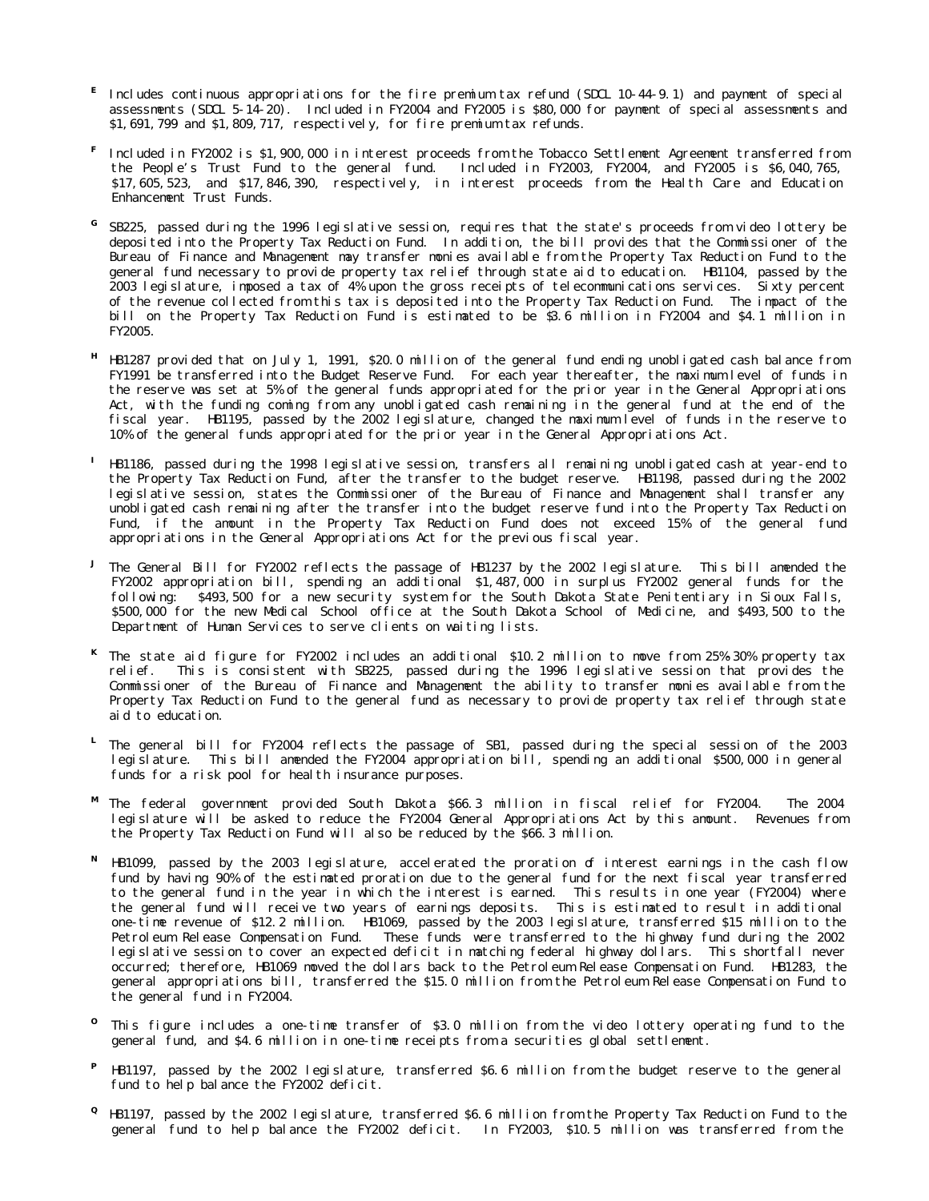[E] Includes continuous appropriations for the fire premium tax refund (SDCL 10-44-9.1) and payment of special assessments (SDCL 5-14-20). Included in FY2004 and FY2005 is $80,000 for payment of special assessments and $1,691,799 and $1,809,717, respectively, for fire premium tax refunds.

[F] Included in FY2002 is $1,900,000 in interest proceeds from the Tobacco Settlement Agreement transferred from the People's Trust Fund to the general fund. Included in FY2003, FY2004, and FY2005 is $6,040,765, $17,605,523, and $17,846,390, respectively, in interest proceeds from the Health Care and Education Enhancement Trust Funds.

[G] SB225, passed during the 1996 legislative session, requires that the state's proceeds from video lottery be deposited into the Property Tax Reduction Fund. In addition, the bill provides that the Commissioner of the Bureau of Finance and Management may transfer monies available from the Property Tax Reduction Fund to the general fund necessary to provide property tax relief through state aid to education. HB1104, passed by the 2003 legislature, imposed a tax of 4% upon the gross receipts of telecommunications services. Sixty percent of the revenue collected from this tax is deposited into the Property Tax Reduction Fund. The impact of the bill on the Property Tax Reduction Fund is estimated to be $3.6 million in FY2004 and $4.1 million in FY2005.

[H] HB1287 provided that on July 1, 1991, $20.0 million of the general fund ending unobligated cash balance from FY1991 be transferred into the Budget Reserve Fund. For each year thereafter, the maximum level of funds in the reserve was set at 5% of the general funds appropriated for the prior year in the General Appropriations Act, with the funding coming from any unobligated cash remaining in the general fund at the end of the fiscal year. HB1195, passed by the 2002 legislature, changed the maximum level of funds in the reserve to 10% of the general funds appropriated for the prior year in the General Appropriations Act.

[I] HB1186, passed during the 1998 legislative session, transfers all remaining unobligated cash at year-end to the Property Tax Reduction Fund, after the transfer to the budget reserve. HB1198, passed during the 2002 legislative session, states the Commissioner of the Bureau of Finance and Management shall transfer any unobligated cash remaining after the transfer into the budget reserve fund into the Property Tax Reduction Fund, if the amount in the Property Tax Reduction Fund does not exceed 15% of the general fund appropriations in the General Appropriations Act for the previous fiscal year.

[J] The General Bill for FY2002 reflects the passage of HB1237 by the 2002 legislature. This bill amended the FY2002 appropriation bill, spending an additional $1,487,000 in surplus FY2002 general funds for the following: $493,500 for a new security system for the South Dakota State Penitentiary in Sioux Falls, $500,000 for the new Medical School office at the South Dakota School of Medicine, and $493,500 to the Department of Human Services to serve clients on waiting lists.

[K] The state aid figure for FY2002 includes an additional $10.2 million to move from 25%-30% property tax relief. This is consistent with SB225, passed during the 1996 legislative session that provides the Commissioner of the Bureau of Finance and Management the ability to transfer monies available from the Property Tax Reduction Fund to the general fund as necessary to provide property tax relief through state aid to education.

[L] The general bill for FY2004 reflects the passage of SB1, passed during the special session of the 2003 legislature. This bill amended the FY2004 appropriation bill, spending an additional $500,000 in general funds for a risk pool for health insurance purposes.

[M] The federal government provided South Dakota $66.3 million in fiscal relief for FY2004. The 2004 legislature will be asked to reduce the FY2004 General Appropriations Act by this amount. Revenues from the Property Tax Reduction Fund will also be reduced by the $66.3 million.

[N] HB1099, passed by the 2003 legislature, accelerated the proration of interest earnings in the cash flow fund by having 90% of the estimated proration due to the general fund for the next fiscal year transferred to the general fund in the year in which the interest is earned. This results in one year (FY2004) where the general fund will receive two years of earnings deposits. This is estimated to result in additional one-time revenue of $12.2 million. HB1069, passed by the 2003 legislature, transferred $15 million to the Petroleum Release Compensation Fund. These funds were transferred to the highway fund during the 2002 legislative session to cover an expected deficit in matching federal highway dollars. This shortfall never occurred; therefore, HB1069 moved the dollars back to the Petroleum Release Compensation Fund. HB1283, the general appropriations bill, transferred the $15.0 million from the Petroleum Release Compensation Fund to the general fund in FY2004.

[O] This figure includes a one-time transfer of $3.0 million from the video lottery operating fund to the general fund, and $4.6 million in one-time receipts from a securities global settlement.

[P] HB1197, passed by the 2002 legislature, transferred $6.6 million from the budget reserve to the general fund to help balance the FY2002 deficit.

[Q] HB1197, passed by the 2002 legislature, transferred $6.6 million from the Property Tax Reduction Fund to the general fund to help balance the FY2002 deficit. In FY2003, $10.5 million was transferred from the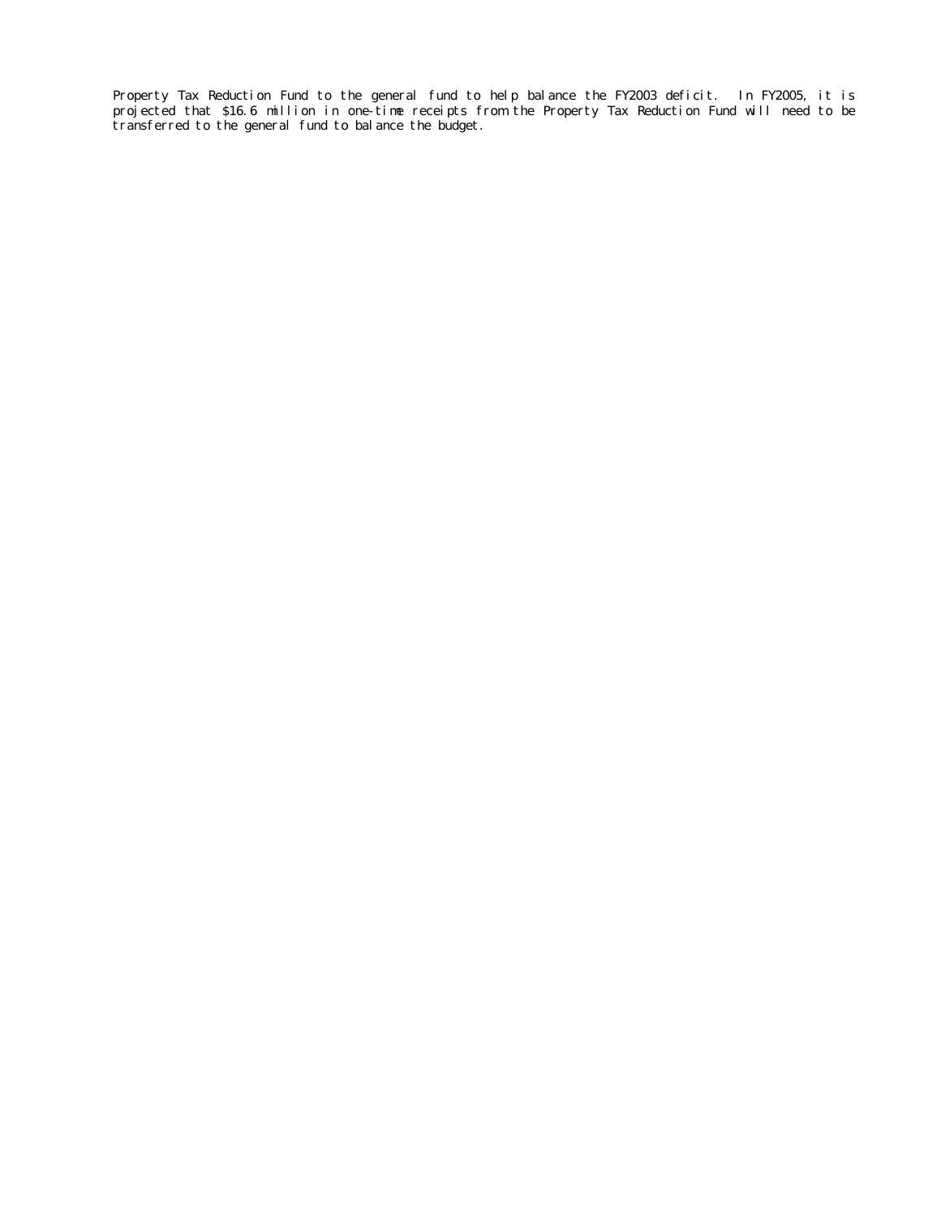Property Tax Reduction Fund to the general fund to help balance the FY2003 deficit. In FY2005, it is projected that $16.6 million in one-time receipts from the Property Tax Reduction Fund will need to be transferred to the general fund to balance the budget.